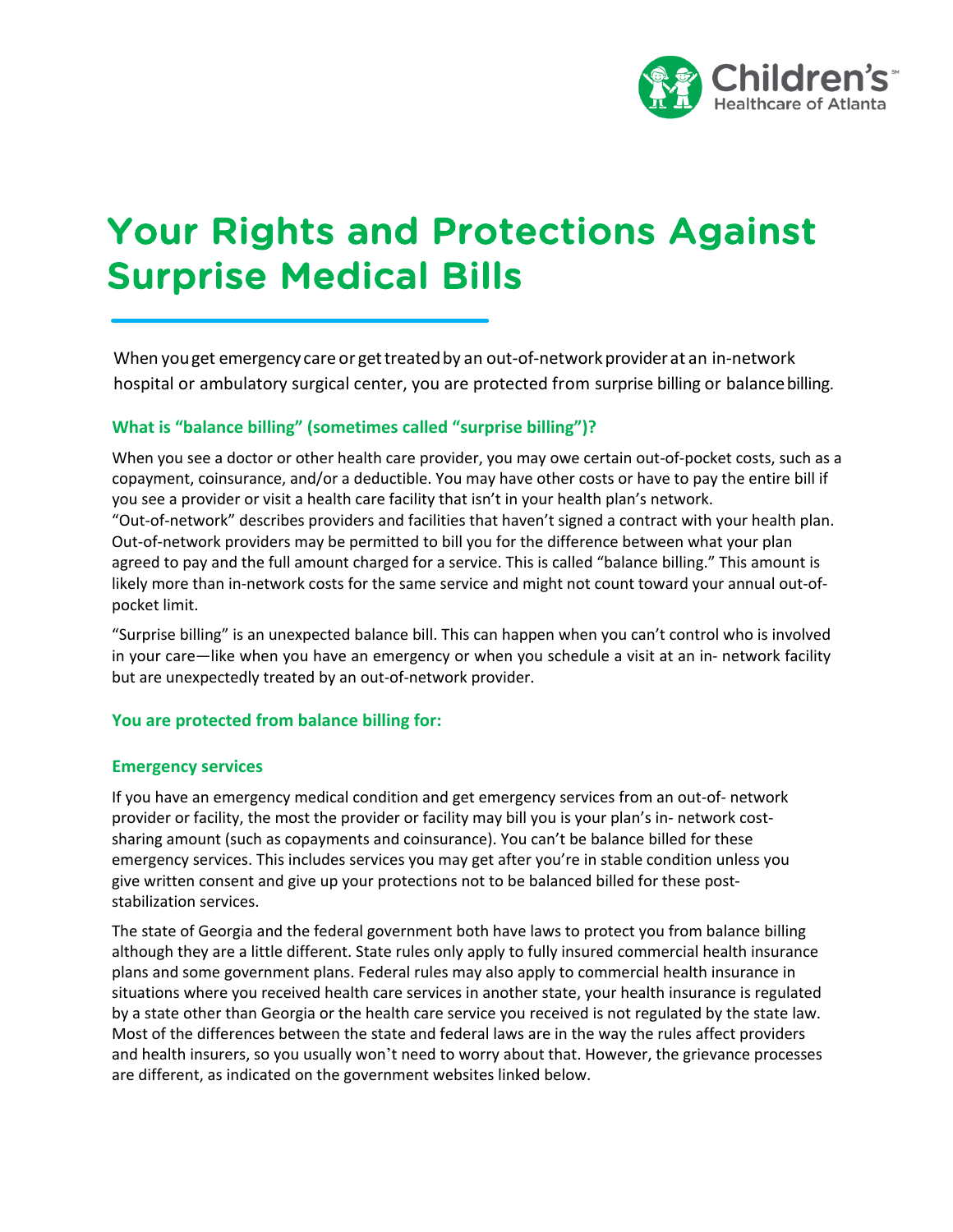# Your Rights and Protections Against Surprise Medical Bills

When you get emergency care or get treated by an out-of-network provider at an in-network hospital or ambulatory surgical center, you are protected from surprise billing or balance billing.

## What is "balance billing" (sometimes called "surprise billing")?

When you see a doctor or other health care provider, you may owe certain out-of-pocket costs, such as a copayment, coinsurance, and/or a deductible. You may have other costs or have to pay the entire bill if you see a provider or visit a health care facility that isn't in your health plan's network.
"Out-of-network" describes providers and facilities that haven't signed a contract with your health plan. Out-of-network providers may be permitted to bill you for the difference between what your plan agreed to pay and the full amount charged for a service. This is called "balance billing." This amount is likely more than in-network costs for the same service and might not count toward your annual out-of-pocket limit.

"Surprise billing" is an unexpected balance bill. This can happen when you can't control who is involved in your care—like when you have an emergency or when you schedule a visit at an in- network facility but are unexpectedly treated by an out-of-network provider.

## You are protected from balance billing for:

### Emergency services

If you have an emergency medical condition and get emergency services from an out-of- network provider or facility, the most the provider or facility may bill you is your plan's in- network cost-sharing amount (such as copayments and coinsurance). You can't be balance billed for these emergency services. This includes services you may get after you're in stable condition unless you give written consent and give up your protections not to be balanced billed for these post-stabilization services.

The state of Georgia and the federal government both have laws to protect you from balance billing although they are a little different. State rules only apply to fully insured commercial health insurance plans and some government plans. Federal rules may also apply to commercial health insurance in situations where you received health care services in another state, your health insurance is regulated by a state other than Georgia or the health care service you received is not regulated by the state law. Most of the differences between the state and federal laws are in the way the rules affect providers and health insurers, so you usually won't need to worry about that. However, the grievance processes are different, as indicated on the government websites linked below.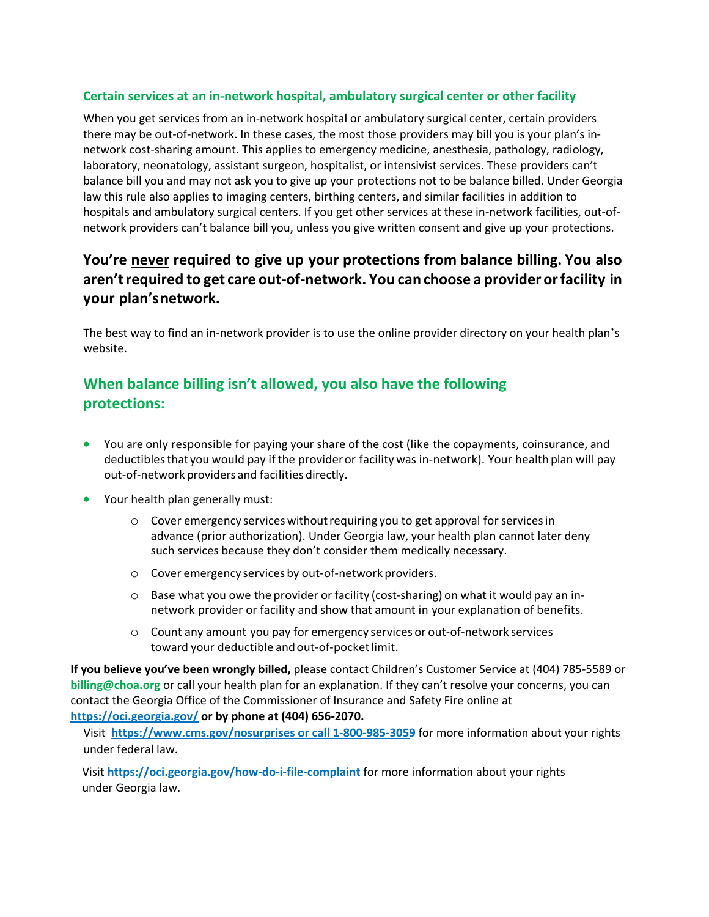### Certain services at an in-network hospital, ambulatory surgical center or other facility

When you get services from an in-network hospital or ambulatory surgical center, certain providers there may be out-of-network. In these cases, the most those providers may bill you is your plan's in-network cost-sharing amount. This applies to emergency medicine, anesthesia, pathology, radiology, laboratory, neonatology, assistant surgeon, hospitalist, or intensivist services. These providers can't balance bill you and may not ask you to give up your protections not to be balance billed. Under Georgia law this rule also applies to imaging centers, birthing centers, and similar facilities in addition to hospitals and ambulatory surgical centers. If you get other services at these in-network facilities, out-of-network providers can't balance bill you, unless you give written consent and give up your protections.

## You're <u>never</u> required to give up your protections from balance billing. You also aren't required to get care out-of-network. You can choose a provider or facility in your plan's network.

The best way to find an in-network provider is to use the online provider directory on your health plan's website.

## When balance billing isn't allowed, you also have the following protections:

- You are only responsible for paying your share of the cost (like the copayments, coinsurance, and deductibles that you would pay if the provider or facility was in-network). Your health plan will pay out-of-network providers and facilities directly.
- Your health plan generally must:
  - Cover emergency services without requiring you to get approval for services in advance (prior authorization). Under Georgia law, your health plan cannot later deny such services because they don't consider them medically necessary.
  - Cover emergency services by out-of-network providers.
  - Base what you owe the provider or facility (cost-sharing) on what it would pay an in-network provider or facility and show that amount in your explanation of benefits.
  - Count any amount you pay for emergency services or out-of-network services toward your deductible and out-of-pocket limit.

**If you believe you've been wrongly billed,** please contact Children's Customer Service at (404) 785-5589 or **billing@choa.org** or call your health plan for an explanation. If they can't resolve your concerns, you can contact the Georgia Office of the Commissioner of Insurance and Safety Fire online at **https://oci.georgia.gov/ or by phone at (404) 656-2070.**

Visit **https://www.cms.gov/nosurprises or call 1-800-985-3059** for more information about your rights under federal law.

Visit **https://oci.georgia.gov/how-do-i-file-complaint** for more information about your rights under Georgia law.